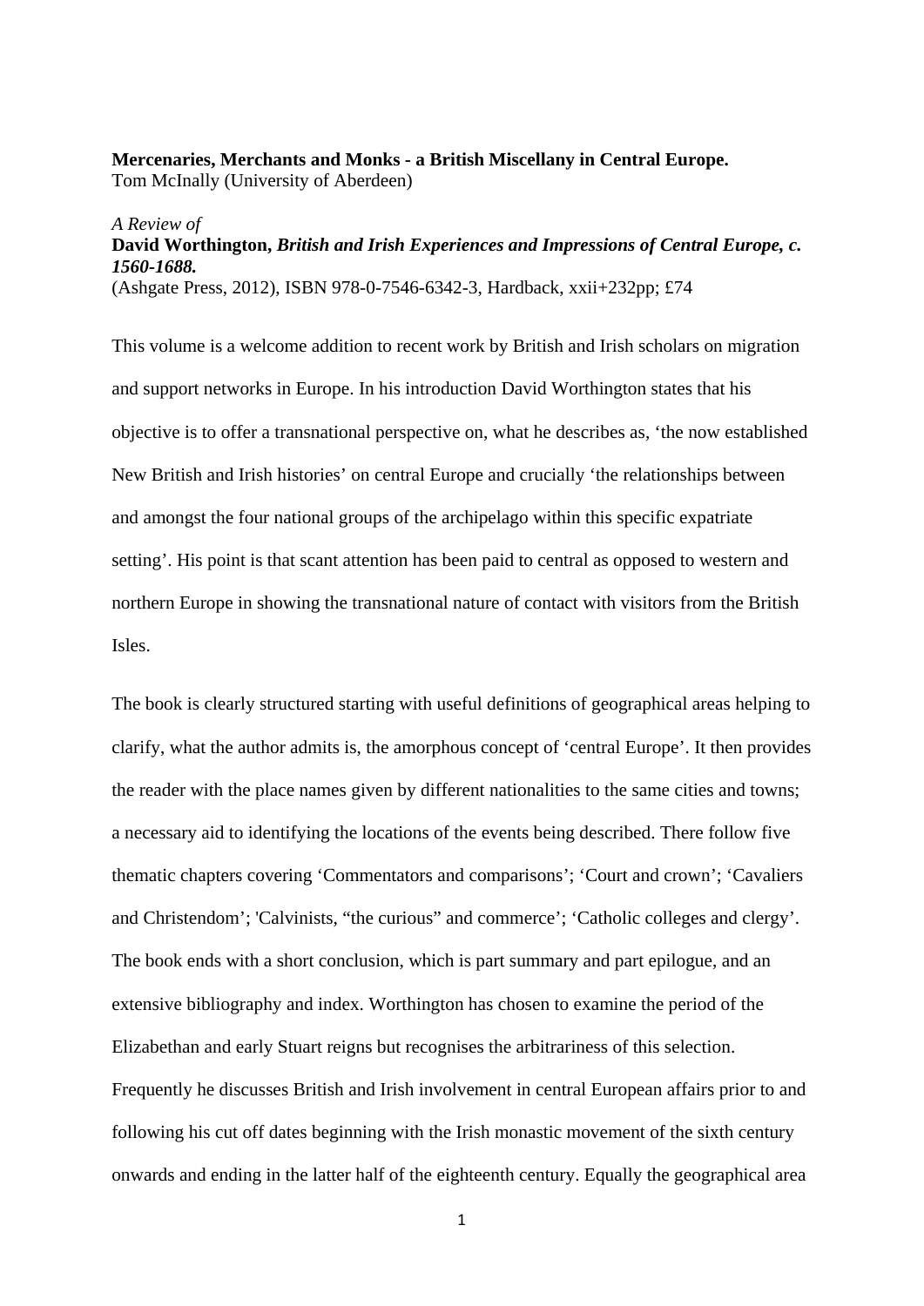**Mercenaries, Merchants and Monks - a British Miscellany in Central Europe.**
Tom McInally (University of Aberdeen)

*A Review of*
**David Worthington,** ***British and Irish Experiences and Impressions of Central Europe, c. 1560-1688.***
(Ashgate Press, 2012), ISBN 978-0-7546-6342-3, Hardback, xxii+232pp; £74

This volume is a welcome addition to recent work by British and Irish scholars on migration and support networks in Europe. In his introduction David Worthington states that his objective is to offer a transnational perspective on, what he describes as, 'the now established New British and Irish histories' on central Europe and crucially 'the relationships between and amongst the four national groups of the archipelago within this specific expatriate setting'. His point is that scant attention has been paid to central as opposed to western and northern Europe in showing the transnational nature of contact with visitors from the British Isles.

The book is clearly structured starting with useful definitions of geographical areas helping to clarify, what the author admits is, the amorphous concept of 'central Europe'. It then provides the reader with the place names given by different nationalities to the same cities and towns; a necessary aid to identifying the locations of the events being described. There follow five thematic chapters covering 'Commentators and comparisons'; 'Court and crown'; 'Cavaliers and Christendom'; 'Calvinists, "the curious" and commerce'; 'Catholic colleges and clergy'. The book ends with a short conclusion, which is part summary and part epilogue, and an extensive bibliography and index. Worthington has chosen to examine the period of the Elizabethan and early Stuart reigns but recognises the arbitrariness of this selection. Frequently he discusses British and Irish involvement in central European affairs prior to and following his cut off dates beginning with the Irish monastic movement of the sixth century onwards and ending in the latter half of the eighteenth century. Equally the geographical area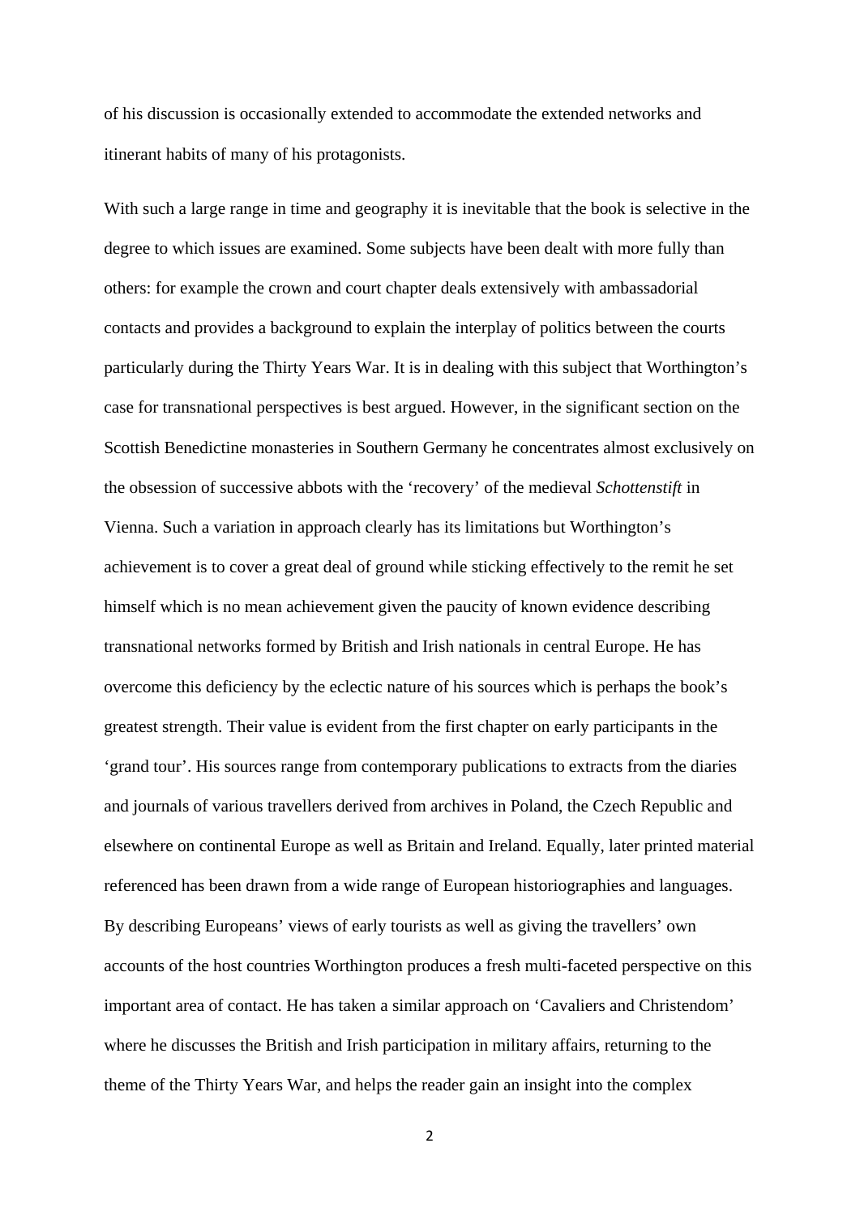of his discussion is occasionally extended to accommodate the extended networks and itinerant habits of many of his protagonists.

With such a large range in time and geography it is inevitable that the book is selective in the degree to which issues are examined. Some subjects have been dealt with more fully than others: for example the crown and court chapter deals extensively with ambassadorial contacts and provides a background to explain the interplay of politics between the courts particularly during the Thirty Years War. It is in dealing with this subject that Worthington's case for transnational perspectives is best argued. However, in the significant section on the Scottish Benedictine monasteries in Southern Germany he concentrates almost exclusively on the obsession of successive abbots with the 'recovery' of the medieval *Schottenstift* in Vienna. Such a variation in approach clearly has its limitations but Worthington's achievement is to cover a great deal of ground while sticking effectively to the remit he set himself which is no mean achievement given the paucity of known evidence describing transnational networks formed by British and Irish nationals in central Europe. He has overcome this deficiency by the eclectic nature of his sources which is perhaps the book's greatest strength. Their value is evident from the first chapter on early participants in the 'grand tour'. His sources range from contemporary publications to extracts from the diaries and journals of various travellers derived from archives in Poland, the Czech Republic and elsewhere on continental Europe as well as Britain and Ireland. Equally, later printed material referenced has been drawn from a wide range of European historiographies and languages. By describing Europeans' views of early tourists as well as giving the travellers' own accounts of the host countries Worthington produces a fresh multi-faceted perspective on this important area of contact. He has taken a similar approach on 'Cavaliers and Christendom' where he discusses the British and Irish participation in military affairs, returning to the theme of the Thirty Years War, and helps the reader gain an insight into the complex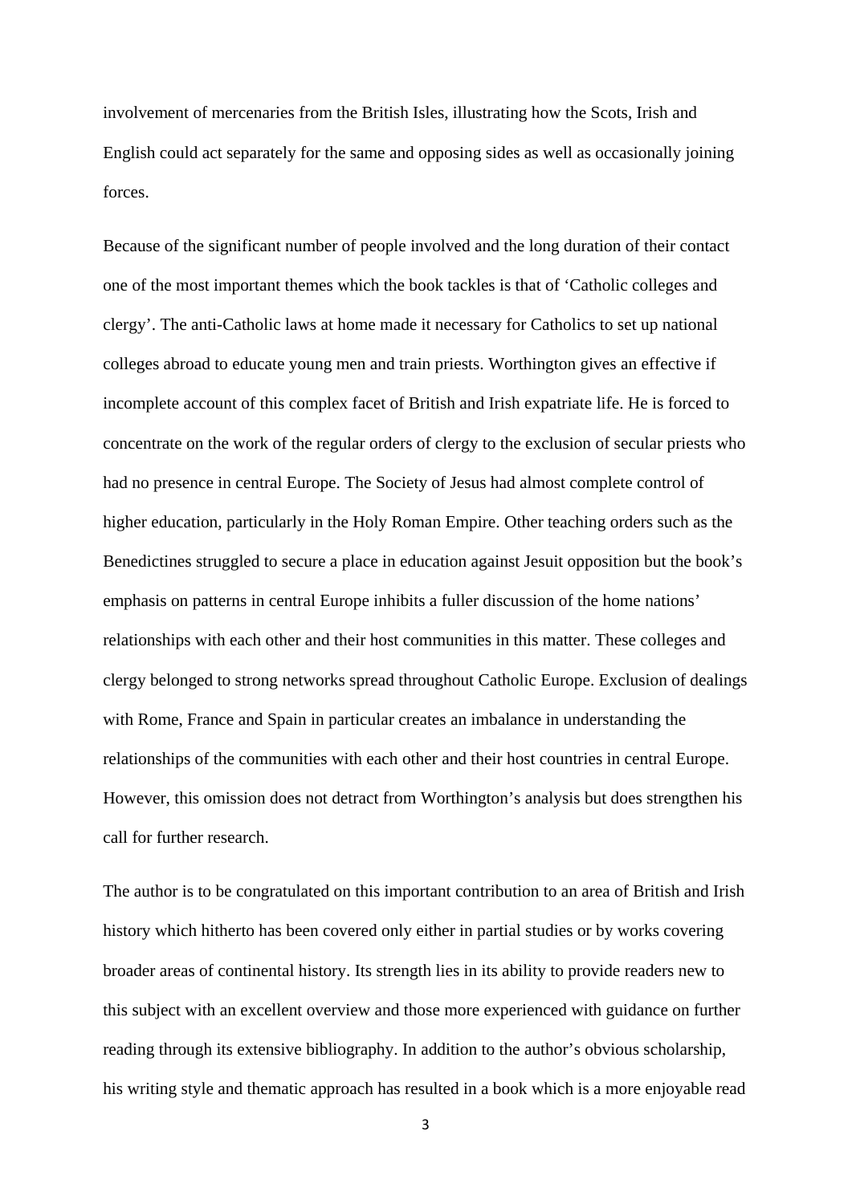involvement of mercenaries from the British Isles, illustrating how the Scots, Irish and English could act separately for the same and opposing sides as well as occasionally joining forces.

Because of the significant number of people involved and the long duration of their contact one of the most important themes which the book tackles is that of 'Catholic colleges and clergy'. The anti-Catholic laws at home made it necessary for Catholics to set up national colleges abroad to educate young men and train priests. Worthington gives an effective if incomplete account of this complex facet of British and Irish expatriate life. He is forced to concentrate on the work of the regular orders of clergy to the exclusion of secular priests who had no presence in central Europe. The Society of Jesus had almost complete control of higher education, particularly in the Holy Roman Empire. Other teaching orders such as the Benedictines struggled to secure a place in education against Jesuit opposition but the book's emphasis on patterns in central Europe inhibits a fuller discussion of the home nations' relationships with each other and their host communities in this matter. These colleges and clergy belonged to strong networks spread throughout Catholic Europe. Exclusion of dealings with Rome, France and Spain in particular creates an imbalance in understanding the relationships of the communities with each other and their host countries in central Europe. However, this omission does not detract from Worthington's analysis but does strengthen his call for further research.

The author is to be congratulated on this important contribution to an area of British and Irish history which hitherto has been covered only either in partial studies or by works covering broader areas of continental history. Its strength lies in its ability to provide readers new to this subject with an excellent overview and those more experienced with guidance on further reading through its extensive bibliography. In addition to the author's obvious scholarship, his writing style and thematic approach has resulted in a book which is a more enjoyable read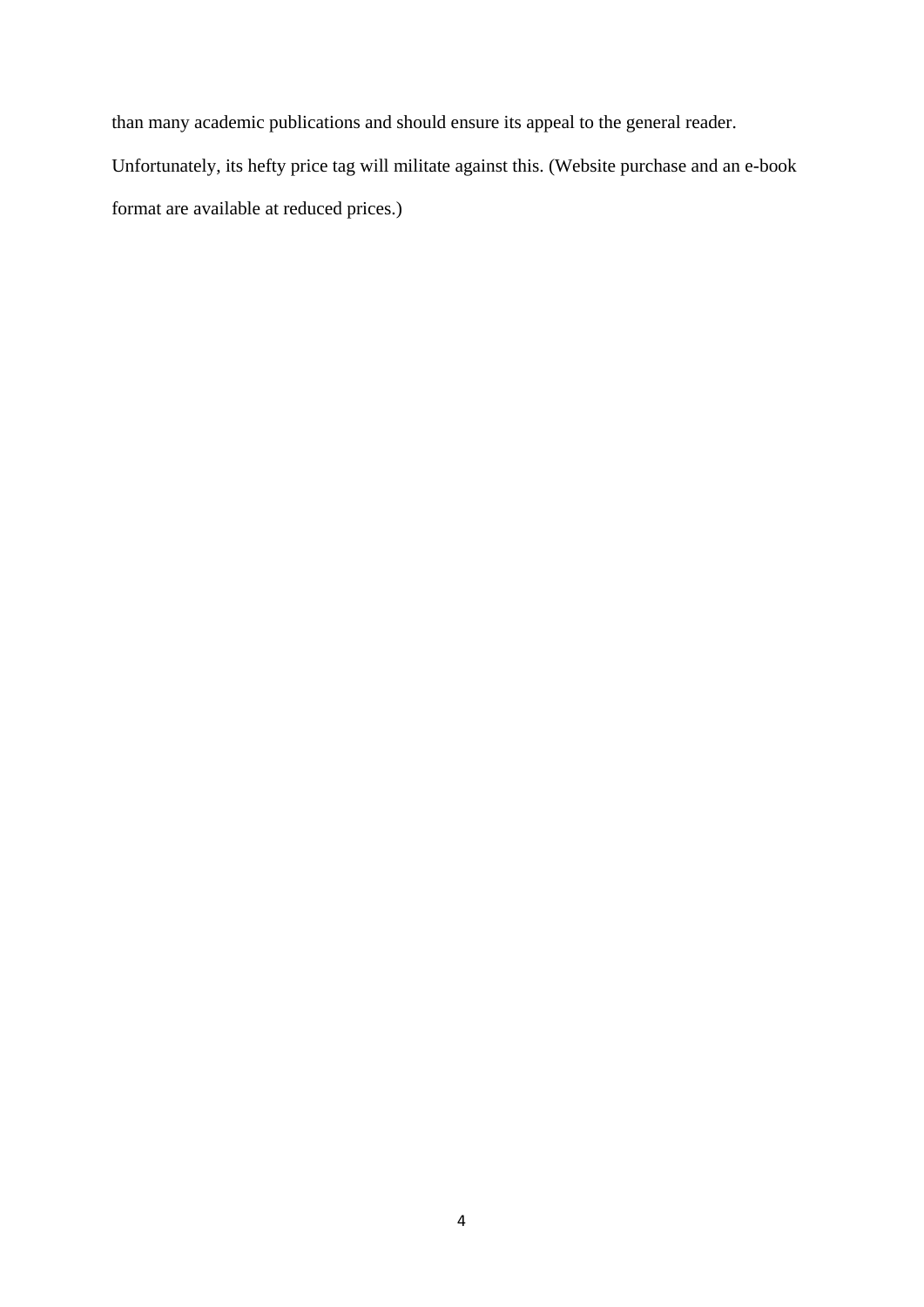than many academic publications and should ensure its appeal to the general reader. Unfortunately, its hefty price tag will militate against this. (Website purchase and an e-book format are available at reduced prices.)